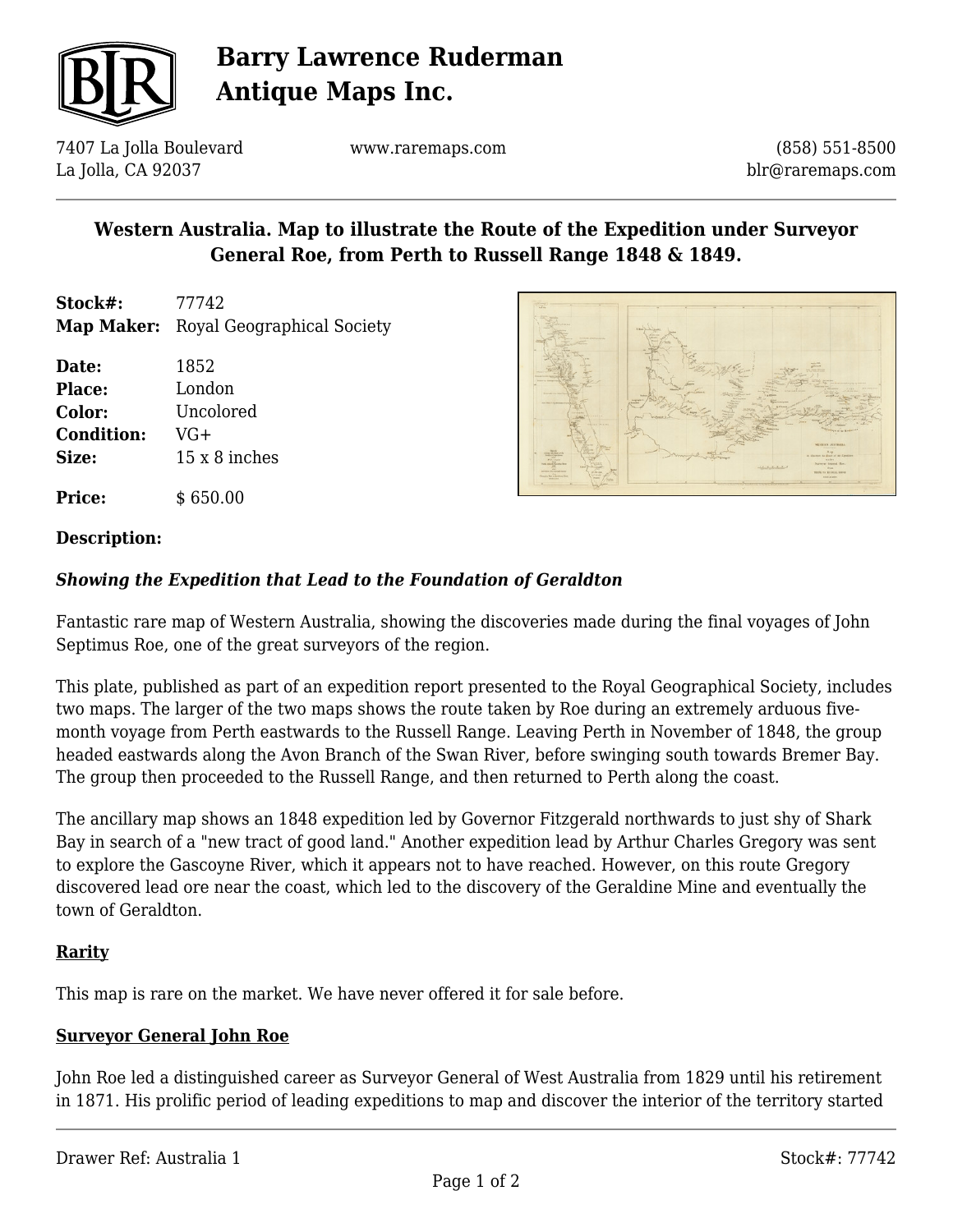# Barry Lawrence Ruderman Antique Maps Inc.

7407 La Jolla Boulevard
La Jolla, CA 92037

www.raremaps.com

(858) 551-8500
blr@raremaps.com

## Western Australia. Map to illustrate the Route of the Expedition under Surveyor General Roe, from Perth to Russell Range 1848 & 1849.

**Stock#:** 77742
**Map Maker:** Royal Geographical Society

**Date:** 1852
**Place:** London
**Color:** Uncolored
**Condition:** VG+
**Size:** 15 x 8 inches

**Price:** $ 650.00

**Description:**

***Showing the Expedition that Lead to the Foundation of Geraldton***

Fantastic rare map of Western Australia, showing the discoveries made during the final voyages of John Septimus Roe, one of the great surveyors of the region.

This plate, published as part of an expedition report presented to the Royal Geographical Society, includes two maps. The larger of the two maps shows the route taken by Roe during an extremely arduous five-month voyage from Perth eastwards to the Russell Range. Leaving Perth in November of 1848, the group headed eastwards along the Avon Branch of the Swan River, before swinging south towards Bremer Bay. The group then proceeded to the Russell Range, and then returned to Perth along the coast.

The ancillary map shows an 1848 expedition led by Governor Fitzgerald northwards to just shy of Shark Bay in search of a "new tract of good land." Another expedition lead by Arthur Charles Gregory was sent to explore the Gascoyne River, which it appears not to have reached. However, on this route Gregory discovered lead ore near the coast, which led to the discovery of the Geraldine Mine and eventually the town of Geraldton.

**Rarity**

This map is rare on the market. We have never offered it for sale before.

**Surveyor General John Roe**

John Roe led a distinguished career as Surveyor General of West Australia from 1829 until his retirement in 1871. His prolific period of leading expeditions to map and discover the interior of the territory started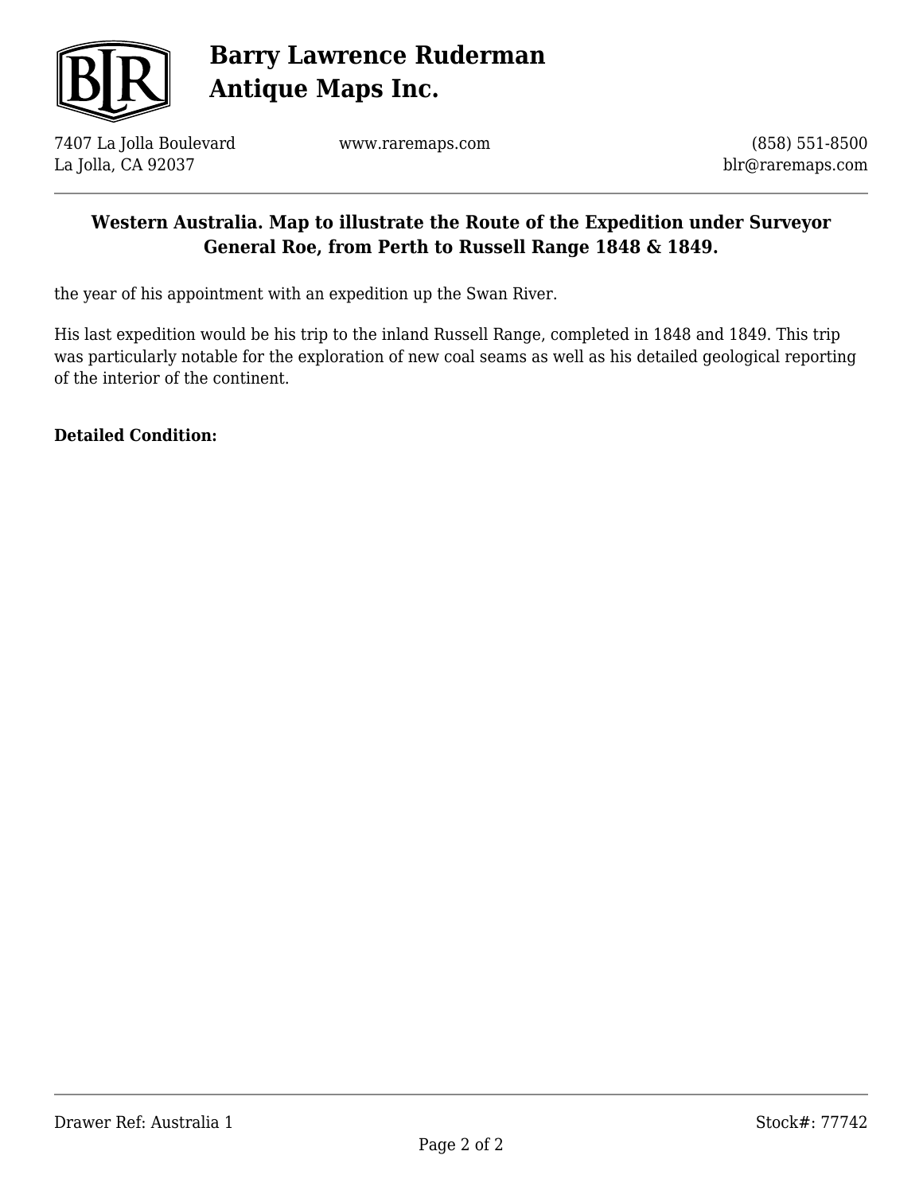the year of his appointment with an expedition up the Swan River.

His last expedition would be his trip to the inland Russell Range, completed in 1848 and 1849. This trip was particularly notable for the exploration of new coal seams as well as his detailed geological reporting of the interior of the continent.

**Detailed Condition:**